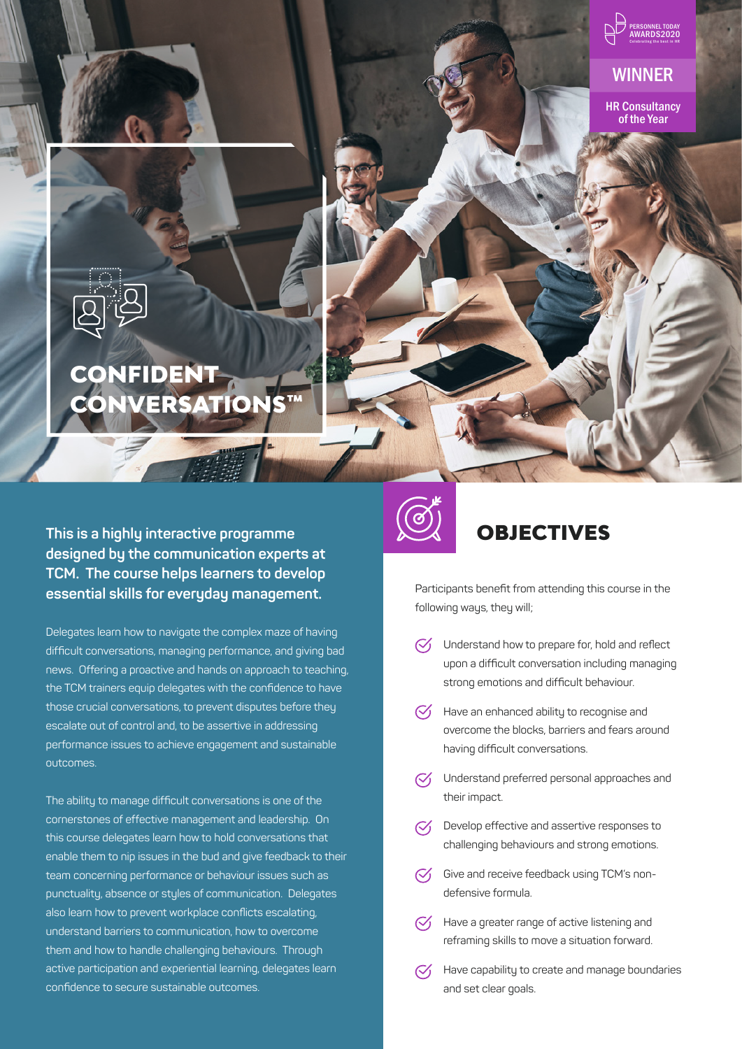PERSONNEL TODAY AWARDS2020

Celebrating the best in HR

**WINNER**

**HR Consultancy of the Year**

# CONFIDENT CONVERSATIONS™

**This is a highly interactive programme designed by the communication experts at TCM. The course helps learners to develop essential skills for everyday management.**

Delegates learn how to navigate the complex maze of having difficult conversations, managing performance, and giving bad news. Offering a proactive and hands on approach to teaching, the TCM trainers equip delegates with the confidence to have those crucial conversations, to prevent disputes before they escalate out of control and, to be assertive in addressing performance issues to achieve engagement and sustainable outcomes.

The ability to manage difficult conversations is one of the cornerstones of effective management and leadership. On this course delegates learn how to hold conversations that enable them to nip issues in the bud and give feedback to their team concerning performance or behaviour issues such as punctuality, absence or styles of communication. Delegates also learn how to prevent workplace conflicts escalating, understand barriers to communication, how to overcome them and how to handle challenging behaviours. Through active participation and experiential learning, delegates learn confidence to secure sustainable outcomes.

## OBJECTIVES

Participants benefit from attending this course in the following ways, they will;

- Understand how to prepare for, hold and reflect upon a difficult conversation including managing strong emotions and difficult behaviour.
- Have an enhanced ability to recognise and overcome the blocks, barriers and fears around having difficult conversations.
- Understand preferred personal approaches and their impact.
- Develop effective and assertive responses to challenging behaviours and strong emotions.
- Give and receive feedback using TCM's non-defensive formula.
- Have a greater range of active listening and reframing skills to move a situation forward.
- Have capability to create and manage boundaries and set clear goals.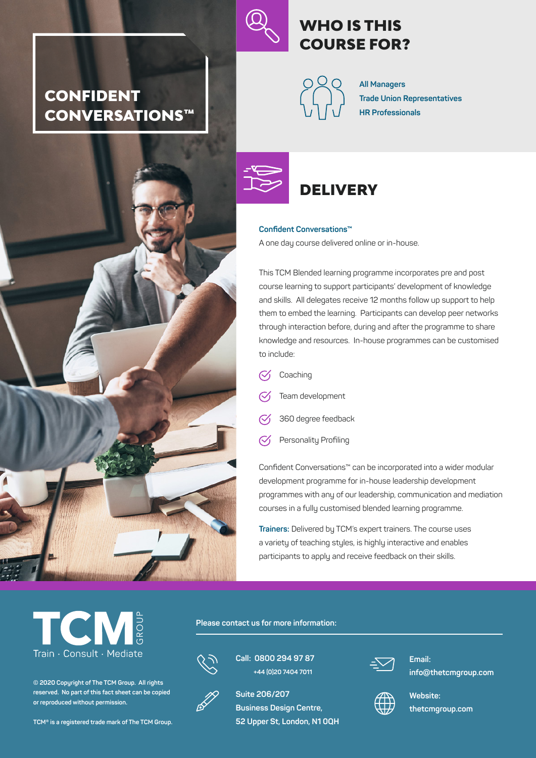# CONFIDENT CONVERSATIONS™

## WHO IS THIS COURSE FOR?

**All Managers**
**Trade Union Representatives**
**HR Professionals**

## DELIVERY

**Confident Conversations™**
A one day course delivered online or in-house.

This TCM Blended learning programme incorporates pre and post course learning to support participants' development of knowledge and skills. All delegates receive 12 months follow up support to help them to embed the learning. Participants can develop peer networks through interaction before, during and after the programme to share knowledge and resources. In-house programmes can be customised to include:

- Coaching
- Team development
- 360 degree feedback
- Personality Profiling

Confident Conversations™ can be incorporated into a wider modular development programme for in-house leadership development programmes with any of our leadership, communication and mediation courses in a fully customised blended learning programme.

**Trainers:** Delivered by TCM's expert trainers. The course uses a variety of teaching styles, is highly interactive and enables participants to apply and receive feedback on their skills.

TCM GROUP
Train · Consult · Mediate

© 2020 Copyright of The TCM Group. All rights reserved. No part of this fact sheet can be copied or reproduced without permission.

TCM® is a registered trade mark of The TCM Group.

**Please contact us for more information:**

**Call: 0800 294 97 87**
**+44 (0)20 7404 7011**

**Suite 206/207**
**Business Design Centre,**
**52 Upper St, London, N1 0QH**

**Email:**
**info@thetcmgroup.com**

**Website:**
**thetcmgroup.com**